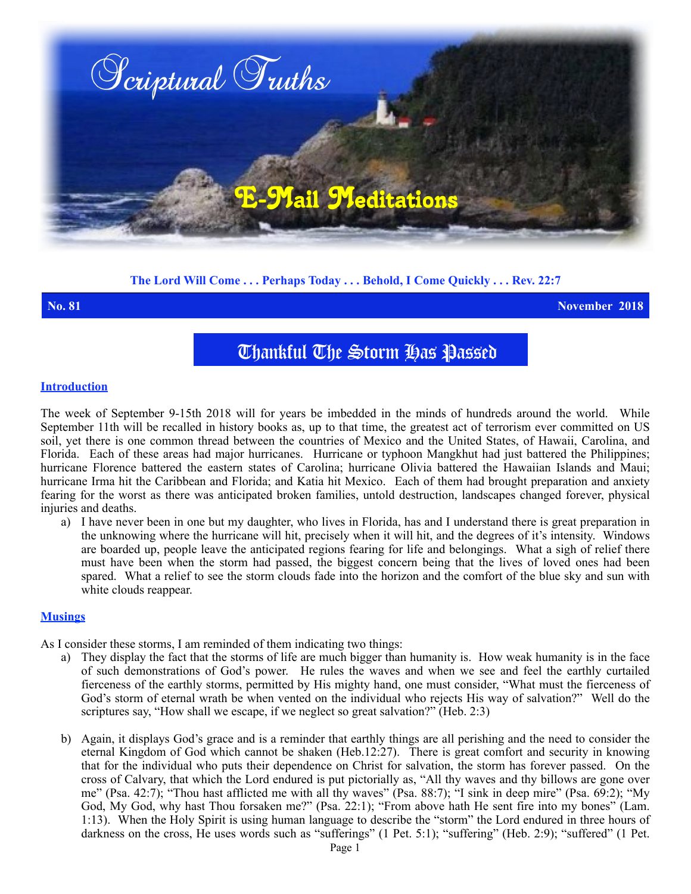# Scriptural Truths

## E-Mail Meditations

**The Lord Will Come . . . Perhaps Today . . . Behold, I Come Quickly . . . Rev. 22:7**

**No. 81** **November 2018**

# Thankful The Storm Has Passed

## Introduction

The week of September 9-15th 2018 will for years be imbedded in the minds of hundreds around the world. While September 11th will be recalled in history books as, up to that time, the greatest act of terrorism ever committed on US soil, yet there is one common thread between the countries of Mexico and the United States, of Hawaii, Carolina, and Florida. Each of these areas had major hurricanes. Hurricane or typhoon Mangkhut had just battered the Philippines; hurricane Florence battered the eastern states of Carolina; hurricane Olivia battered the Hawaiian Islands and Maui; hurricane Irma hit the Caribbean and Florida; and Katia hit Mexico. Each of them had brought preparation and anxiety fearing for the worst as there was anticipated broken families, untold destruction, landscapes changed forever, physical injuries and deaths.

a) I have never been in one but my daughter, who lives in Florida, has and I understand there is great preparation in the unknowing where the hurricane will hit, precisely when it will hit, and the degrees of it's intensity. Windows are boarded up, people leave the anticipated regions fearing for life and belongings. What a sigh of relief there must have been when the storm had passed, the biggest concern being that the lives of loved ones had been spared. What a relief to see the storm clouds fade into the horizon and the comfort of the blue sky and sun with white clouds reappear.

## Musings

As I consider these storms, I am reminded of them indicating two things:

a) They display the fact that the storms of life are much bigger than humanity is. How weak humanity is in the face of such demonstrations of God's power. He rules the waves and when we see and feel the earthly curtailed fierceness of the earthly storms, permitted by His mighty hand, one must consider, "What must the fierceness of God's storm of eternal wrath be when vented on the individual who rejects His way of salvation?" Well do the scriptures say, "How shall we escape, if we neglect so great salvation?" (Heb. 2:3)

b) Again, it displays God's grace and is a reminder that earthly things are all perishing and the need to consider the eternal Kingdom of God which cannot be shaken (Heb.12:27). There is great comfort and security in knowing that for the individual who puts their dependence on Christ for salvation, the storm has forever passed. On the cross of Calvary, that which the Lord endured is put pictorially as, "All thy waves and thy billows are gone over me" (Psa. 42:7); "Thou hast afflicted me with all thy waves" (Psa. 88:7); "I sink in deep mire" (Psa. 69:2); "My God, My God, why hast Thou forsaken me?" (Psa. 22:1); "From above hath He sent fire into my bones" (Lam. 1:13). When the Holy Spirit is using human language to describe the "storm" the Lord endured in three hours of darkness on the cross, He uses words such as "sufferings" (1 Pet. 5:1); "suffering" (Heb. 2:9); "suffered" (1 Pet.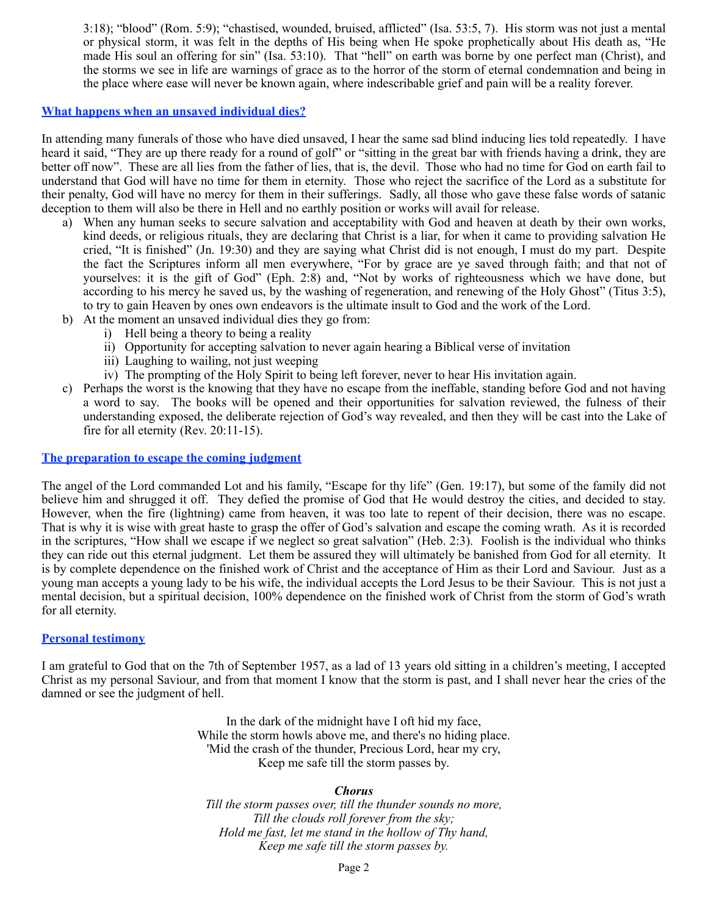3:18); "blood" (Rom. 5:9); "chastised, wounded, bruised, afflicted" (Isa. 53:5, 7). His storm was not just a mental or physical storm, it was felt in the depths of His being when He spoke prophetically about His death as, "He made His soul an offering for sin" (Isa. 53:10). That "hell" on earth was borne by one perfect man (Christ), and the storms we see in life are warnings of grace as to the horror of the storm of eternal condemnation and being in the place where ease will never be known again, where indescribable grief and pain will be a reality forever.

## What happens when an unsaved individual dies?

In attending many funerals of those who have died unsaved, I hear the same sad blind inducing lies told repeatedly. I have heard it said, "They are up there ready for a round of golf" or "sitting in the great bar with friends having a drink, they are better off now". These are all lies from the father of lies, that is, the devil. Those who had no time for God on earth fail to understand that God will have no time for them in eternity. Those who reject the sacrifice of the Lord as a substitute for their penalty, God will have no mercy for them in their sufferings. Sadly, all those who gave these false words of satanic deception to them will also be there in Hell and no earthly position or works will avail for release.

a) When any human seeks to secure salvation and acceptability with God and heaven at death by their own works, kind deeds, or religious rituals, they are declaring that Christ is a liar, for when it came to providing salvation He cried, "It is finished" (Jn. 19:30) and they are saying what Christ did is not enough, I must do my part. Despite the fact the Scriptures inform all men everywhere, "For by grace are ye saved through faith; and that not of yourselves: it is the gift of God" (Eph. 2:8) and, "Not by works of righteousness which we have done, but according to his mercy he saved us, by the washing of regeneration, and renewing of the Holy Ghost" (Titus 3:5), to try to gain Heaven by ones own endeavors is the ultimate insult to God and the work of the Lord.

b) At the moment an unsaved individual dies they go from:
   i) Hell being a theory to being a reality
   ii) Opportunity for accepting salvation to never again hearing a Biblical verse of invitation
   iii) Laughing to wailing, not just weeping
   iv) The prompting of the Holy Spirit to being left forever, never to hear His invitation again.

c) Perhaps the worst is the knowing that they have no escape from the ineffable, standing before God and not having a word to say. The books will be opened and their opportunities for salvation reviewed, the fulness of their understanding exposed, the deliberate rejection of God's way revealed, and then they will be cast into the Lake of fire for all eternity (Rev. 20:11-15).

## The preparation to escape the coming judgment

The angel of the Lord commanded Lot and his family, "Escape for thy life" (Gen. 19:17), but some of the family did not believe him and shrugged it off. They defied the promise of God that He would destroy the cities, and decided to stay. However, when the fire (lightning) came from heaven, it was too late to repent of their decision, there was no escape. That is why it is wise with great haste to grasp the offer of God's salvation and escape the coming wrath. As it is recorded in the scriptures, "How shall we escape if we neglect so great salvation" (Heb. 2:3). Foolish is the individual who thinks they can ride out this eternal judgment. Let them be assured they will ultimately be banished from God for all eternity. It is by complete dependence on the finished work of Christ and the acceptance of Him as their Lord and Saviour. Just as a young man accepts a young lady to be his wife, the individual accepts the Lord Jesus to be their Saviour. This is not just a mental decision, but a spiritual decision, 100% dependence on the finished work of Christ from the storm of God's wrath for all eternity.

## Personal testimony

I am grateful to God that on the 7th of September 1957, as a lad of 13 years old sitting in a children's meeting, I accepted Christ as my personal Saviour, and from that moment I know that the storm is past, and I shall never hear the cries of the damned or see the judgment of hell.

In the dark of the midnight have I oft hid my face,
While the storm howls above me, and there's no hiding place.
'Mid the crash of the thunder, Precious Lord, hear my cry,
Keep me safe till the storm passes by.

***Chorus***

*Till the storm passes over, till the thunder sounds no more,*
*Till the clouds roll forever from the sky;*
*Hold me fast, let me stand in the hollow of Thy hand,*
*Keep me safe till the storm passes by.*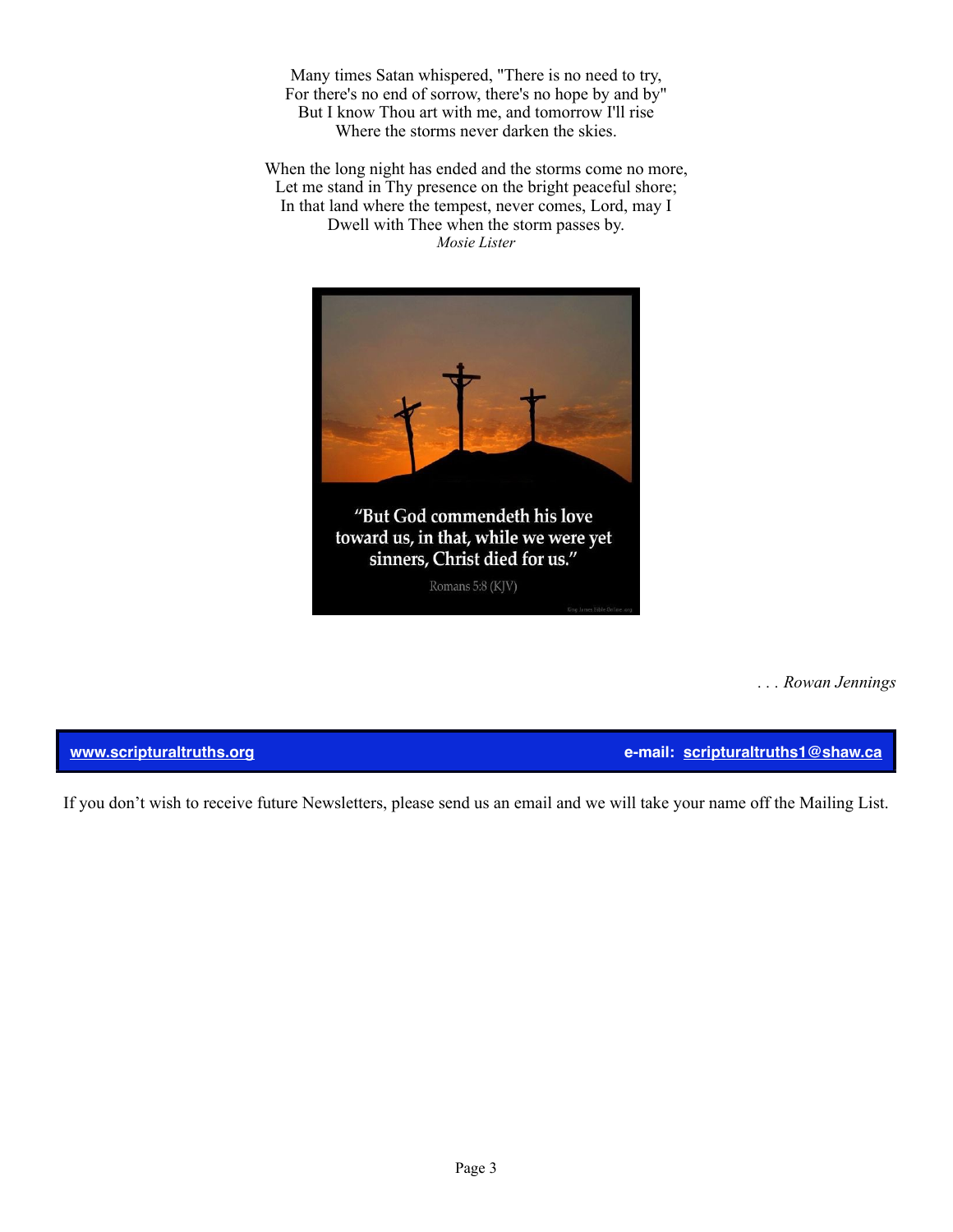Many times Satan whispered, "There is no need to try,
For there's no end of sorrow, there's no hope by and by"
But I know Thou art with me, and tomorrow I'll rise
Where the storms never darken the skies.

When the long night has ended and the storms come no more,
Let me stand in Thy presence on the bright peaceful shore;
In that land where the tempest, never comes, Lord, may I
Dwell with Thee when the storm passes by.
*Mosie Lister*

"But God commendeth his love toward us, in that, while we were yet sinners, Christ died for us."
Romans 5:8 (KJV)

*. . . Rowan Jennings*

**www.scripturaltruths.org** **e-mail: scripturaltruths1@shaw.ca**

If you don't wish to receive future Newsletters, please send us an email and we will take your name off the Mailing List.